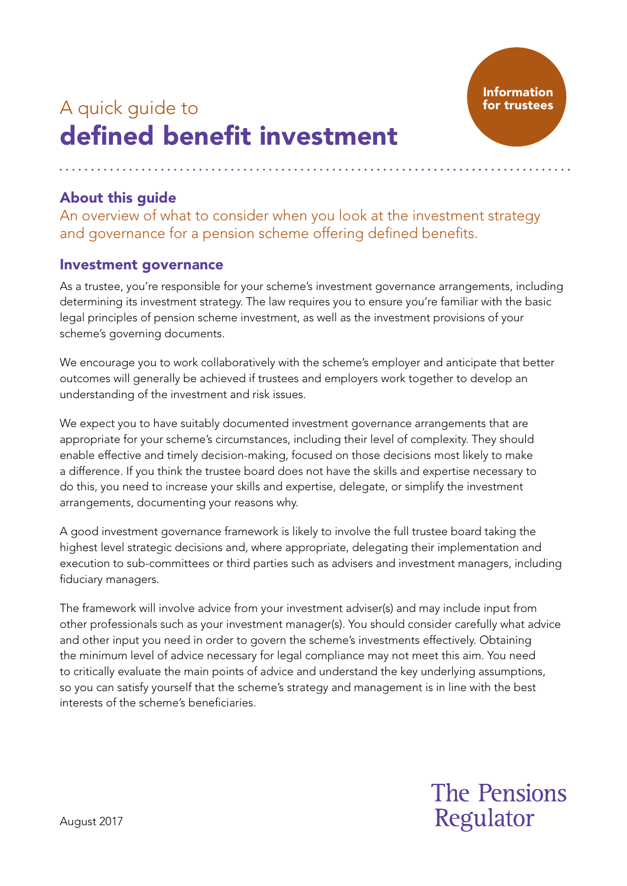Information for trustees

# A quick guide to **defined benefit investment**

## About this guide

An overview of what to consider when you look at the investment strategy and governance for a pension scheme offering defined benefits.

## Investment governance

As a trustee, you're responsible for your scheme's investment governance arrangements, including determining its investment strategy. The law requires you to ensure you're familiar with the basic legal principles of pension scheme investment, as well as the investment provisions of your scheme's governing documents.

We encourage you to work collaboratively with the scheme's employer and anticipate that better outcomes will generally be achieved if trustees and employers work together to develop an understanding of the investment and risk issues.

We expect you to have suitably documented investment governance arrangements that are appropriate for your scheme's circumstances, including their level of complexity. They should enable effective and timely decision-making, focused on those decisions most likely to make a difference. If you think the trustee board does not have the skills and expertise necessary to do this, you need to increase your skills and expertise, delegate, or simplify the investment arrangements, documenting your reasons why.

A good investment governance framework is likely to involve the full trustee board taking the highest level strategic decisions and, where appropriate, delegating their implementation and execution to sub-committees or third parties such as advisers and investment managers, including fiduciary managers.

The framework will involve advice from your investment adviser(s) and may include input from other professionals such as your investment manager(s). You should consider carefully what advice and other input you need in order to govern the scheme's investments effectively. Obtaining the minimum level of advice necessary for legal compliance may not meet this aim. You need to critically evaluate the main points of advice and understand the key underlying assumptions, so you can satisfy yourself that the scheme's strategy and management is in line with the best interests of the scheme's beneficiaries.

August 2017

The Pensions Regulator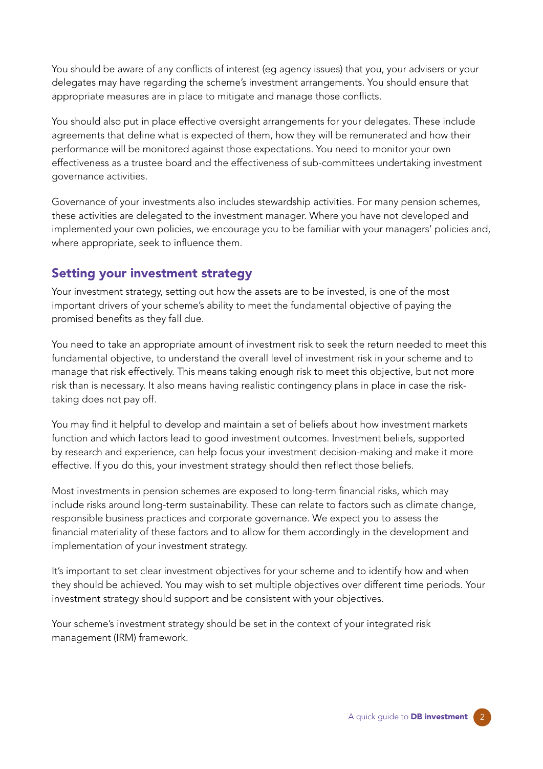You should be aware of any conflicts of interest (eg agency issues) that you, your advisers or your delegates may have regarding the scheme's investment arrangements. You should ensure that appropriate measures are in place to mitigate and manage those conflicts.

You should also put in place effective oversight arrangements for your delegates. These include agreements that define what is expected of them, how they will be remunerated and how their performance will be monitored against those expectations. You need to monitor your own effectiveness as a trustee board and the effectiveness of sub-committees undertaking investment governance activities.

Governance of your investments also includes stewardship activities. For many pension schemes, these activities are delegated to the investment manager. Where you have not developed and implemented your own policies, we encourage you to be familiar with your managers' policies and, where appropriate, seek to influence them.

## Setting your investment strategy

Your investment strategy, setting out how the assets are to be invested, is one of the most important drivers of your scheme's ability to meet the fundamental objective of paying the promised benefits as they fall due.

You need to take an appropriate amount of investment risk to seek the return needed to meet this fundamental objective, to understand the overall level of investment risk in your scheme and to manage that risk effectively. This means taking enough risk to meet this objective, but not more risk than is necessary. It also means having realistic contingency plans in place in case the risk-taking does not pay off.

You may find it helpful to develop and maintain a set of beliefs about how investment markets function and which factors lead to good investment outcomes. Investment beliefs, supported by research and experience, can help focus your investment decision-making and make it more effective. If you do this, your investment strategy should then reflect those beliefs.

Most investments in pension schemes are exposed to long-term financial risks, which may include risks around long-term sustainability. These can relate to factors such as climate change, responsible business practices and corporate governance. We expect you to assess the financial materiality of these factors and to allow for them accordingly in the development and implementation of your investment strategy.

It's important to set clear investment objectives for your scheme and to identify how and when they should be achieved. You may wish to set multiple objectives over different time periods. Your investment strategy should support and be consistent with your objectives.

Your scheme's investment strategy should be set in the context of your integrated risk management (IRM) framework.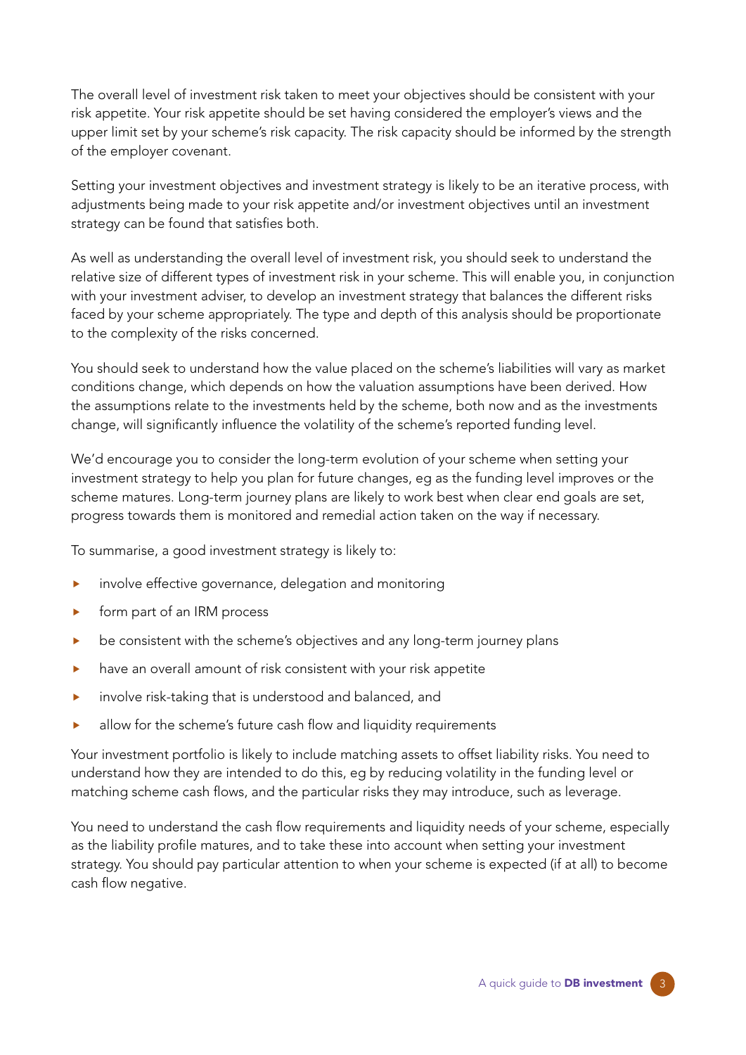The overall level of investment risk taken to meet your objectives should be consistent with your risk appetite. Your risk appetite should be set having considered the employer's views and the upper limit set by your scheme's risk capacity. The risk capacity should be informed by the strength of the employer covenant.

Setting your investment objectives and investment strategy is likely to be an iterative process, with adjustments being made to your risk appetite and/or investment objectives until an investment strategy can be found that satisfies both.

As well as understanding the overall level of investment risk, you should seek to understand the relative size of different types of investment risk in your scheme. This will enable you, in conjunction with your investment adviser, to develop an investment strategy that balances the different risks faced by your scheme appropriately. The type and depth of this analysis should be proportionate to the complexity of the risks concerned.

You should seek to understand how the value placed on the scheme's liabilities will vary as market conditions change, which depends on how the valuation assumptions have been derived. How the assumptions relate to the investments held by the scheme, both now and as the investments change, will significantly influence the volatility of the scheme's reported funding level.

We'd encourage you to consider the long-term evolution of your scheme when setting your investment strategy to help you plan for future changes, eg as the funding level improves or the scheme matures. Long-term journey plans are likely to work best when clear end goals are set, progress towards them is monitored and remedial action taken on the way if necessary.

To summarise, a good investment strategy is likely to:

- involve effective governance, delegation and monitoring
- form part of an IRM process
- be consistent with the scheme's objectives and any long-term journey plans
- have an overall amount of risk consistent with your risk appetite
- involve risk-taking that is understood and balanced, and
- allow for the scheme's future cash flow and liquidity requirements

Your investment portfolio is likely to include matching assets to offset liability risks. You need to understand how they are intended to do this, eg by reducing volatility in the funding level or matching scheme cash flows, and the particular risks they may introduce, such as leverage.

You need to understand the cash flow requirements and liquidity needs of your scheme, especially as the liability profile matures, and to take these into account when setting your investment strategy. You should pay particular attention to when your scheme is expected (if at all) to become cash flow negative.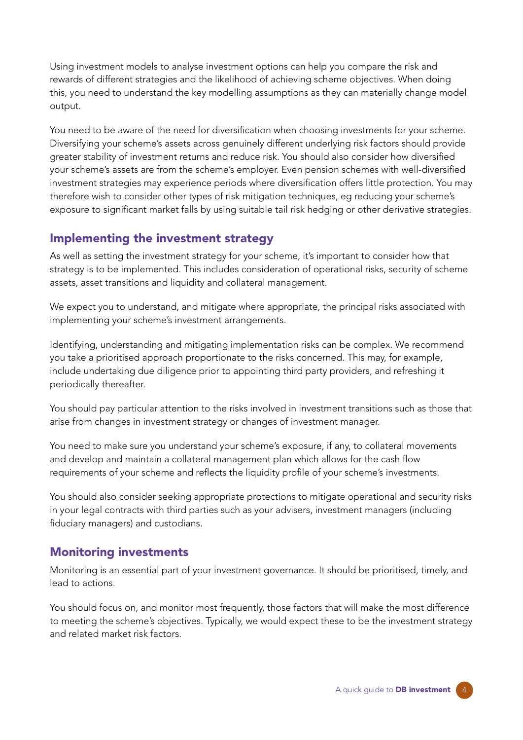Using investment models to analyse investment options can help you compare the risk and rewards of different strategies and the likelihood of achieving scheme objectives. When doing this, you need to understand the key modelling assumptions as they can materially change model output.

You need to be aware of the need for diversification when choosing investments for your scheme. Diversifying your scheme's assets across genuinely different underlying risk factors should provide greater stability of investment returns and reduce risk. You should also consider how diversified your scheme's assets are from the scheme's employer. Even pension schemes with well-diversified investment strategies may experience periods where diversification offers little protection. You may therefore wish to consider other types of risk mitigation techniques, eg reducing your scheme's exposure to significant market falls by using suitable tail risk hedging or other derivative strategies.

## Implementing the investment strategy

As well as setting the investment strategy for your scheme, it's important to consider how that strategy is to be implemented. This includes consideration of operational risks, security of scheme assets, asset transitions and liquidity and collateral management.

We expect you to understand, and mitigate where appropriate, the principal risks associated with implementing your scheme's investment arrangements.

Identifying, understanding and mitigating implementation risks can be complex. We recommend you take a prioritised approach proportionate to the risks concerned. This may, for example, include undertaking due diligence prior to appointing third party providers, and refreshing it periodically thereafter.

You should pay particular attention to the risks involved in investment transitions such as those that arise from changes in investment strategy or changes of investment manager.

You need to make sure you understand your scheme's exposure, if any, to collateral movements and develop and maintain a collateral management plan which allows for the cash flow requirements of your scheme and reflects the liquidity profile of your scheme's investments.

You should also consider seeking appropriate protections to mitigate operational and security risks in your legal contracts with third parties such as your advisers, investment managers (including fiduciary managers) and custodians.

## Monitoring investments

Monitoring is an essential part of your investment governance. It should be prioritised, timely, and lead to actions.

You should focus on, and monitor most frequently, those factors that will make the most difference to meeting the scheme's objectives. Typically, we would expect these to be the investment strategy and related market risk factors.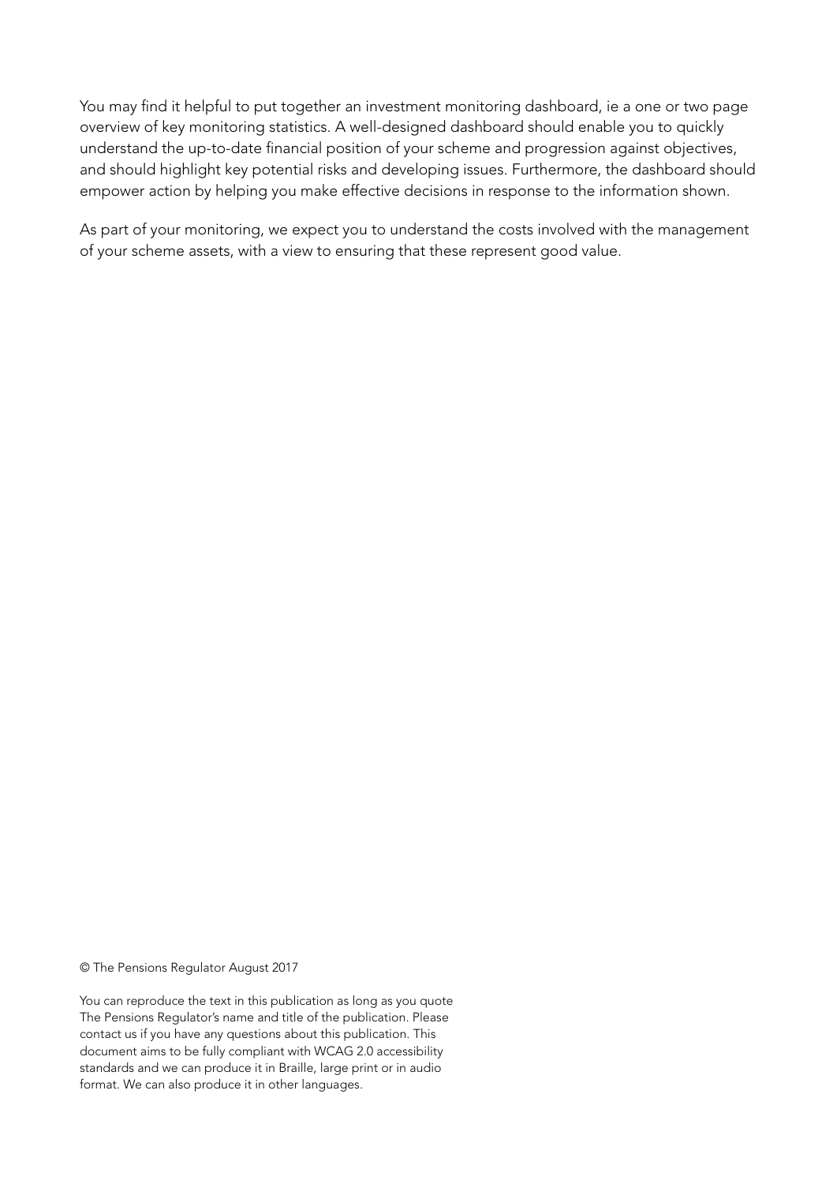You may find it helpful to put together an investment monitoring dashboard, ie a one or two page overview of key monitoring statistics. A well-designed dashboard should enable you to quickly understand the up-to-date financial position of your scheme and progression against objectives, and should highlight key potential risks and developing issues. Furthermore, the dashboard should empower action by helping you make effective decisions in response to the information shown.

As part of your monitoring, we expect you to understand the costs involved with the management of your scheme assets, with a view to ensuring that these represent good value.

© The Pensions Regulator August 2017

You can reproduce the text in this publication as long as you quote The Pensions Regulator's name and title of the publication. Please contact us if you have any questions about this publication. This document aims to be fully compliant with WCAG 2.0 accessibility standards and we can produce it in Braille, large print or in audio format. We can also produce it in other languages.